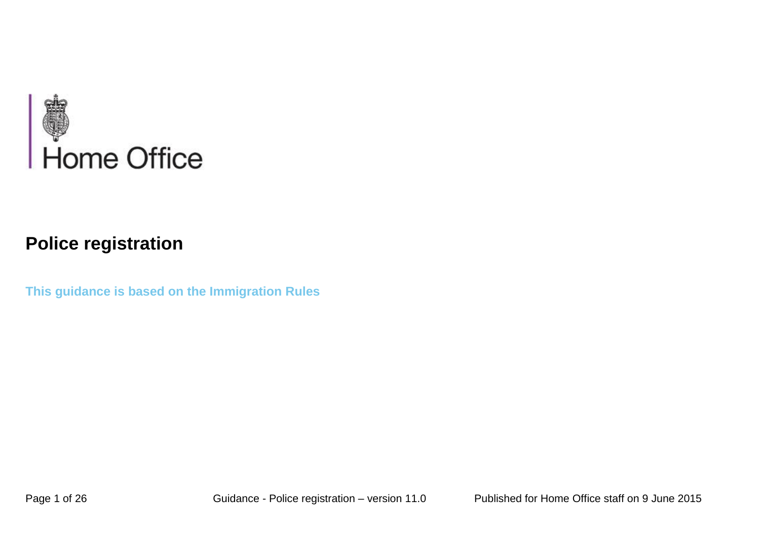Home Office

# Police registration

**This guidance is based on the Immigration Rules**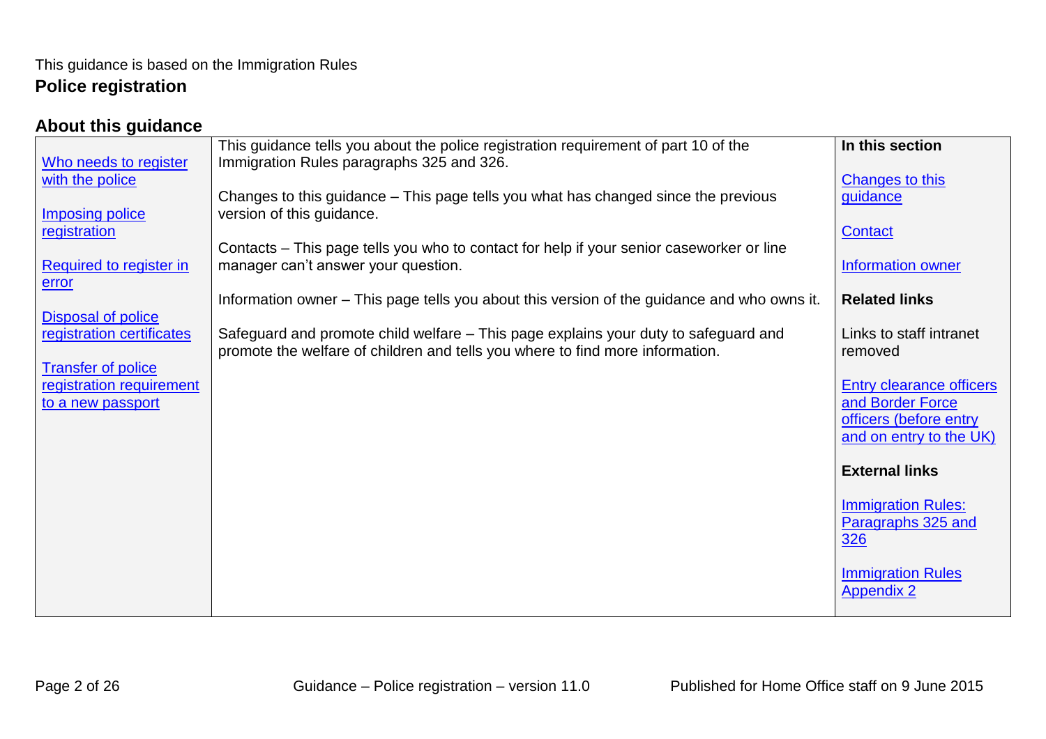This guidance is based on the Immigration Rules

# Police registration

## About this guidance

Who needs to register with the police

Imposing police registration

Required to register in error

Disposal of police registration certificates

Transfer of police registration requirement to a new passport

This guidance tells you about the police registration requirement of part 10 of the Immigration Rules paragraphs 325 and 326.

Changes to this guidance – This page tells you what has changed since the previous version of this guidance.

Contacts – This page tells you who to contact for help if your senior caseworker or line manager can’t answer your question.

Information owner – This page tells you about this version of the guidance and who owns it.

Safeguard and promote child welfare – This page explains your duty to safeguard and promote the welfare of children and tells you where to find more information.

**In this section**

Changes to this guidance

Contact

Information owner

**Related links**

Links to staff intranet removed

Entry clearance officers and Border Force officers (before entry and on entry to the UK)

**External links**

Immigration Rules: Paragraphs 325 and 326

Immigration Rules Appendix 2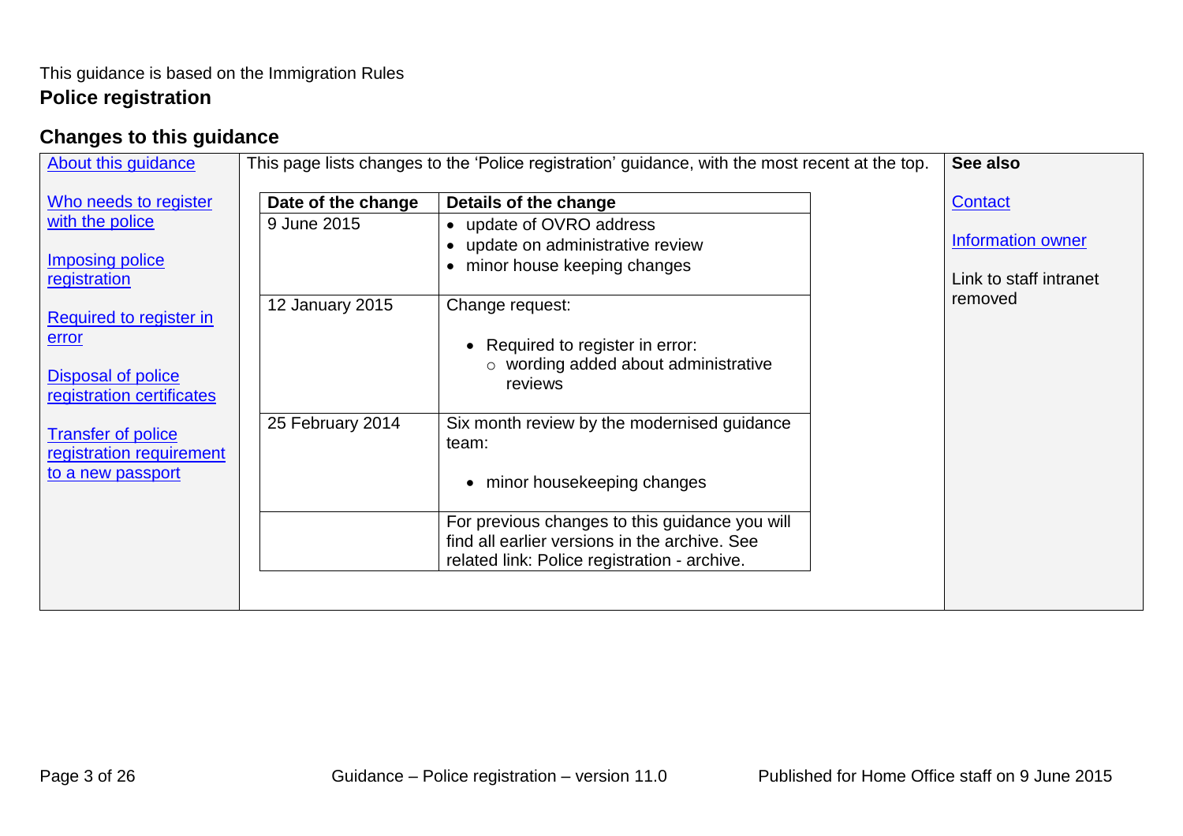This guidance is based on the Immigration Rules

# Police registration

## Changes to this guidance

About this guidance

Who needs to register with the police

Imposing police registration

Required to register in error

Disposal of police registration certificates

Transfer of police registration requirement to a new passport

This page lists changes to the 'Police registration' guidance, with the most recent at the top.

| Date of the change | Details of the change |
|---|---|
| 9 June 2015 | • update of OVRO address<br>• update on administrative review<br>• minor house keeping changes |
| 12 January 2015 | Change request:<br>• Required to register in error:<br>  ○ wording added about administrative reviews |
| 25 February 2014 | Six month review by the modernised guidance team:<br>• minor housekeeping changes |
| | For previous changes to this guidance you will find all earlier versions in the archive. See related link: Police registration - archive. |

**See also**

Contact

Information owner

Link to staff intranet removed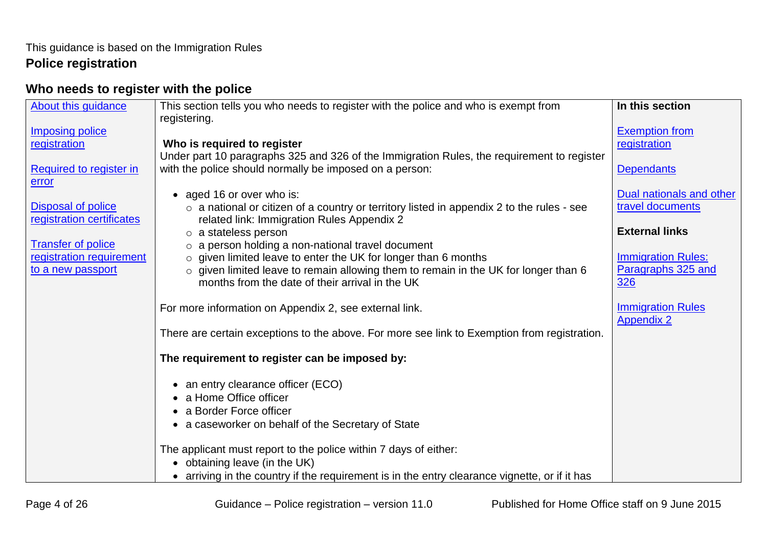This guidance is based on the Immigration Rules

# Police registration

## Who needs to register with the police

About this guidance

Imposing police registration

Required to register in error

Disposal of police registration certificates

Transfer of police registration requirement to a new passport

This section tells you who needs to register with the police and who is exempt from registering.

**Who is required to register**

Under part 10 paragraphs 325 and 326 of the Immigration Rules, the requirement to register with the police should normally be imposed on a person:

- aged 16 or over who is:
  - a national or citizen of a country or territory listed in appendix 2 to the rules - see related link: Immigration Rules Appendix 2
  - a stateless person
  - a person holding a non-national travel document
  - given limited leave to enter the UK for longer than 6 months
  - given limited leave to remain allowing them to remain in the UK for longer than 6 months from the date of their arrival in the UK

For more information on Appendix 2, see external link.

There are certain exceptions to the above. For more see link to Exemption from registration.

**The requirement to register can be imposed by:**

- an entry clearance officer (ECO)
- a Home Office officer
- a Border Force officer
- a caseworker on behalf of the Secretary of State

The applicant must report to the police within 7 days of either:

- obtaining leave (in the UK)
- arriving in the country if the requirement is in the entry clearance vignette, or if it has

**In this section**

Exemption from registration

Dependants

Dual nationals and other travel documents

**External links**

Immigration Rules: Paragraphs 325 and 326

Immigration Rules Appendix 2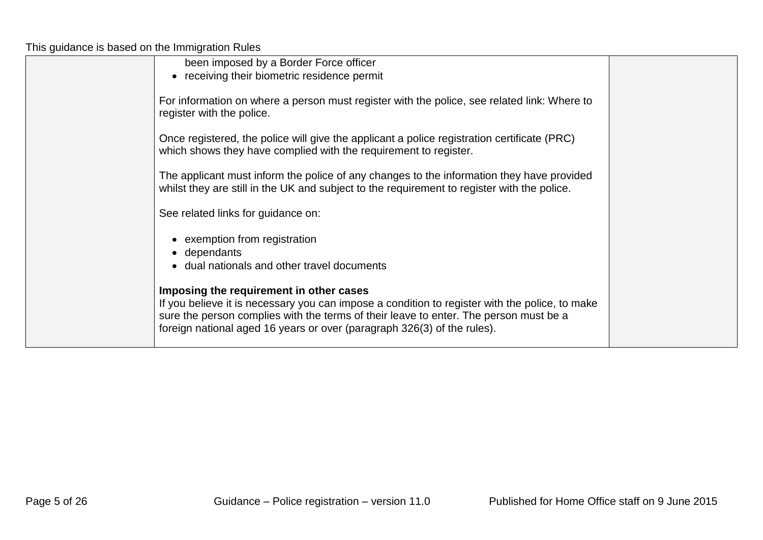been imposed by a Border Force officer
- receiving their biometric residence permit

For information on where a person must register with the police, see related link: Where to register with the police.

Once registered, the police will give the applicant a police registration certificate (PRC) which shows they have complied with the requirement to register.

The applicant must inform the police of any changes to the information they have provided whilst they are still in the UK and subject to the requirement to register with the police.

See related links for guidance on:

- exemption from registration
- dependants
- dual nationals and other travel documents

**Imposing the requirement in other cases**
If you believe it is necessary you can impose a condition to register with the police, to make sure the person complies with the terms of their leave to enter. The person must be a foreign national aged 16 years or over (paragraph 326(3) of the rules).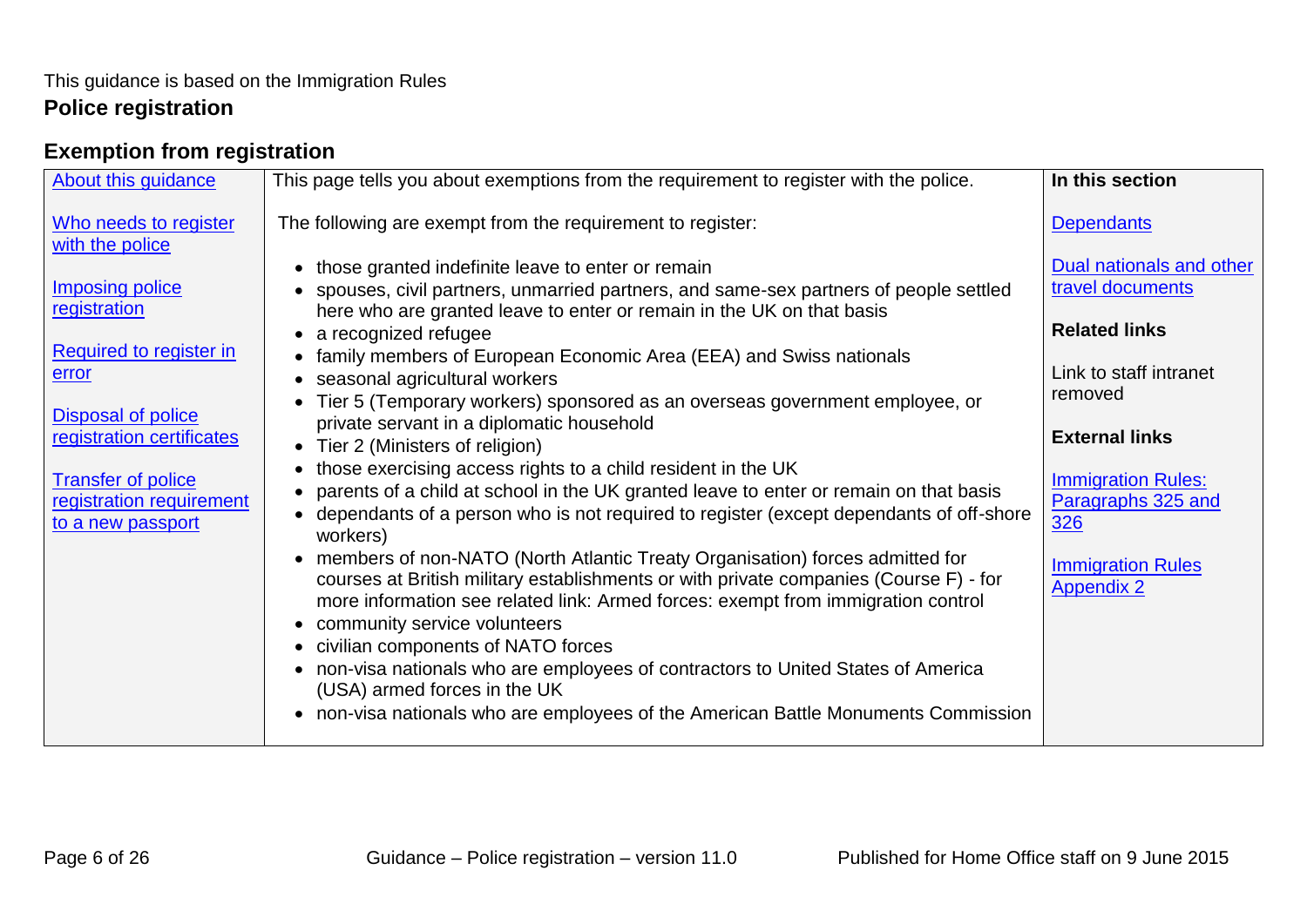This guidance is based on the Immigration Rules

## Police registration

### Exemption from registration

About this guidance

Who needs to register with the police

Imposing police registration

Required to register in error

Disposal of police registration certificates

Transfer of police registration requirement to a new passport

This page tells you about exemptions from the requirement to register with the police.

The following are exempt from the requirement to register:

- those granted indefinite leave to enter or remain
- spouses, civil partners, unmarried partners, and same-sex partners of people settled here who are granted leave to enter or remain in the UK on that basis
- a recognized refugee
- family members of European Economic Area (EEA) and Swiss nationals
- seasonal agricultural workers
- Tier 5 (Temporary workers) sponsored as an overseas government employee, or private servant in a diplomatic household
- Tier 2 (Ministers of religion)
- those exercising access rights to a child resident in the UK
- parents of a child at school in the UK granted leave to enter or remain on that basis
- dependants of a person who is not required to register (except dependants of off-shore workers)
- members of non-NATO (North Atlantic Treaty Organisation) forces admitted for courses at British military establishments or with private companies (Course F) - for more information see related link: Armed forces: exempt from immigration control
- community service volunteers
- civilian components of NATO forces
- non-visa nationals who are employees of contractors to United States of America (USA) armed forces in the UK
- non-visa nationals who are employees of the American Battle Monuments Commission

**In this section**

Dependants

Dual nationals and other travel documents

**Related links**

Link to staff intranet removed

**External links**

Immigration Rules: Paragraphs 325 and 326

Immigration Rules Appendix 2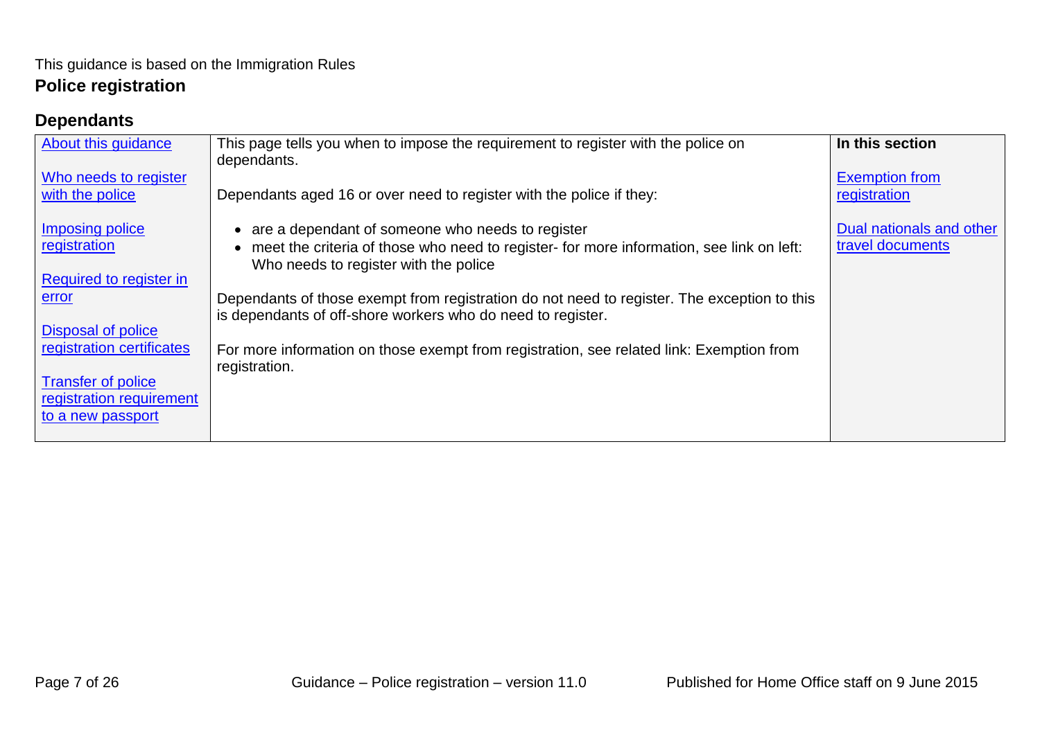This guidance is based on the Immigration Rules

## Police registration

### Dependants

| | | |
|---|---|---|
| About this guidance<br><br>Who needs to register with the police<br><br>Imposing police registration<br><br>Required to register in error<br><br>Disposal of police registration certificates<br><br>Transfer of police registration requirement to a new passport | This page tells you when to impose the requirement to register with the police on dependants.<br><br>Dependants aged 16 or over need to register with the police if they:<br><br>• are a dependant of someone who needs to register<br>• meet the criteria of those who need to register- for more information, see link on left: Who needs to register with the police<br><br>Dependants of those exempt from registration do not need to register. The exception to this is dependants of off-shore workers who do need to register.<br><br>For more information on those exempt from registration, see related link: Exemption from registration. | **In this section**<br><br>Exemption from registration<br><br>Dual nationals and other travel documents |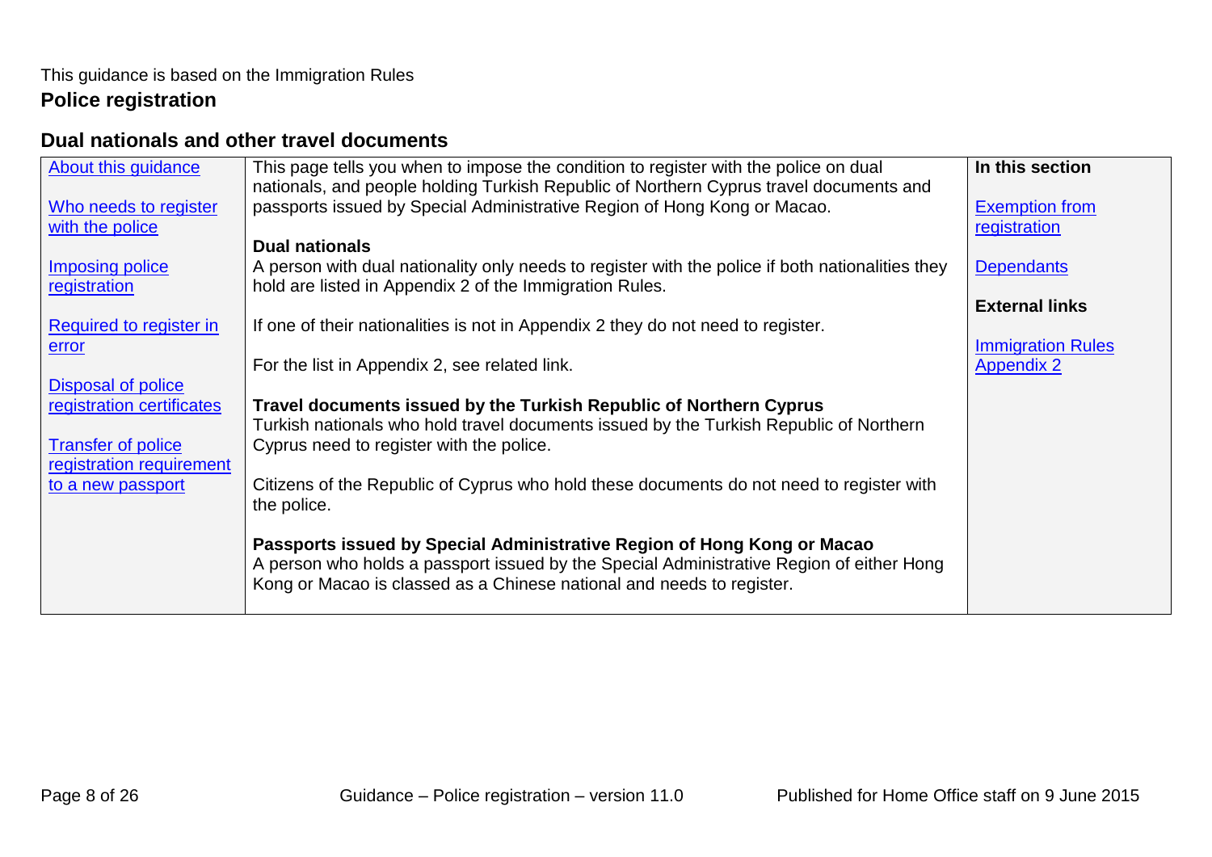This guidance is based on the Immigration Rules

## Police registration

### Dual nationals and other travel documents

| | | |
|---|---|---|
| About this guidance<br><br>Who needs to register with the police<br><br>Imposing police registration<br><br>Required to register in error<br><br>Disposal of police registration certificates<br><br>Transfer of police registration requirement to a new passport | This page tells you when to impose the condition to register with the police on dual nationals, and people holding Turkish Republic of Northern Cyprus travel documents and passports issued by Special Administrative Region of Hong Kong or Macao.<br><br>**Dual nationals**<br>A person with dual nationality only needs to register with the police if both nationalities they hold are listed in Appendix 2 of the Immigration Rules.<br><br>If one of their nationalities is not in Appendix 2 they do not need to register.<br><br>For the list in Appendix 2, see related link.<br><br>**Travel documents issued by the Turkish Republic of Northern Cyprus**<br>Turkish nationals who hold travel documents issued by the Turkish Republic of Northern Cyprus need to register with the police.<br><br>Citizens of the Republic of Cyprus who hold these documents do not need to register with the police.<br><br>**Passports issued by Special Administrative Region of Hong Kong or Macao**<br>A person who holds a passport issued by the Special Administrative Region of either Hong Kong or Macao is classed as a Chinese national and needs to register. | **In this section**<br><br>Exemption from registration<br><br>Dependants<br><br>**External links**<br><br>Immigration Rules Appendix 2 |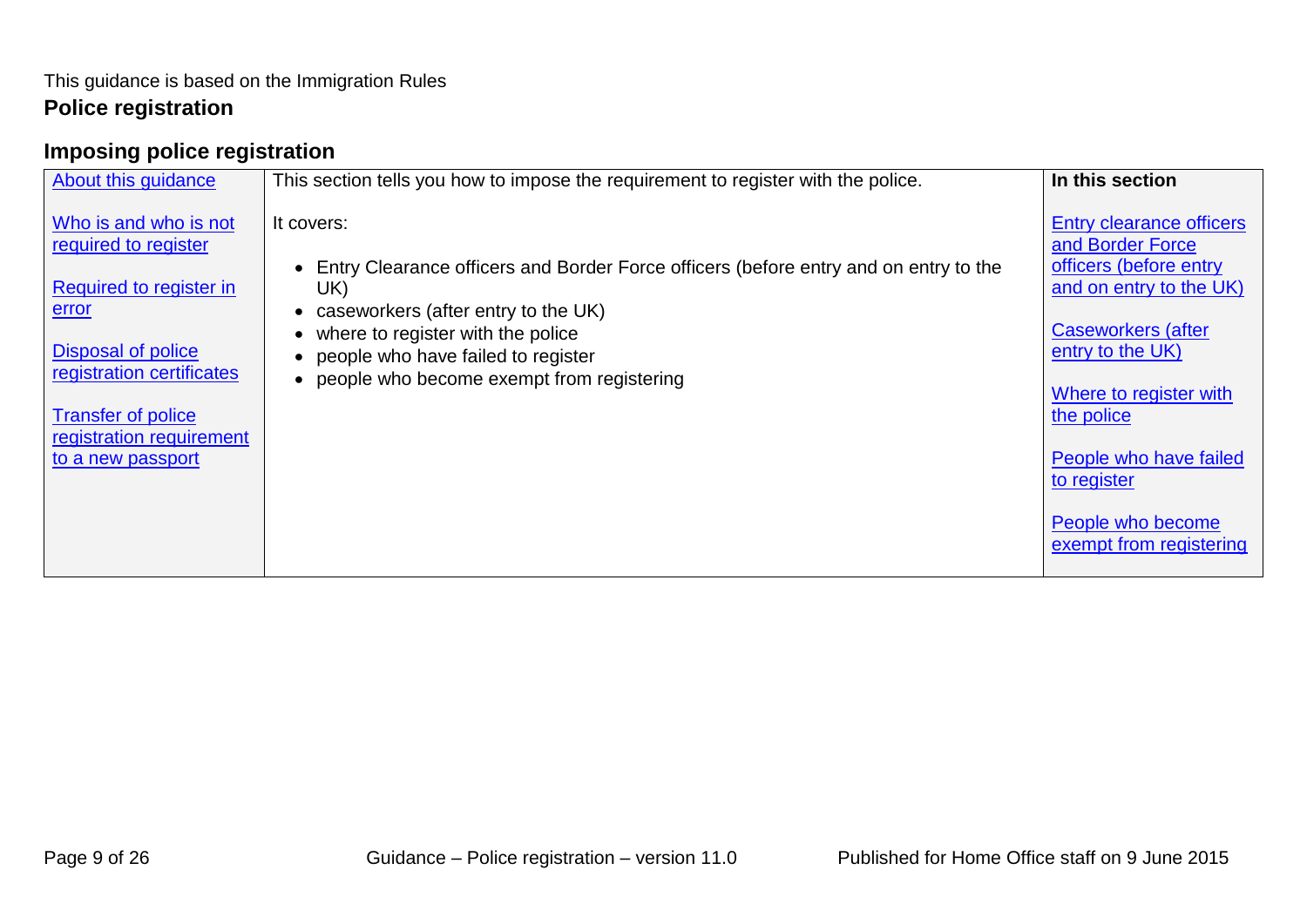This guidance is based on the Immigration Rules

## Police registration

### Imposing police registration

| About this guidance<br><br>Who is and who is not required to register<br><br>Required to register in error<br><br>Disposal of police registration certificates<br><br>Transfer of police registration requirement to a new passport | This section tells you how to impose the requirement to register with the police.<br><br>It covers:<br><br>• Entry Clearance officers and Border Force officers (before entry and on entry to the UK)<br>• caseworkers (after entry to the UK)<br>• where to register with the police<br>• people who have failed to register<br>• people who become exempt from registering | **In this section**<br><br>Entry clearance officers and Border Force officers (before entry and on entry to the UK)<br><br>Caseworkers (after entry to the UK)<br><br>Where to register with the police<br><br>People who have failed to register<br><br>People who become exempt from registering |
|---|---|---|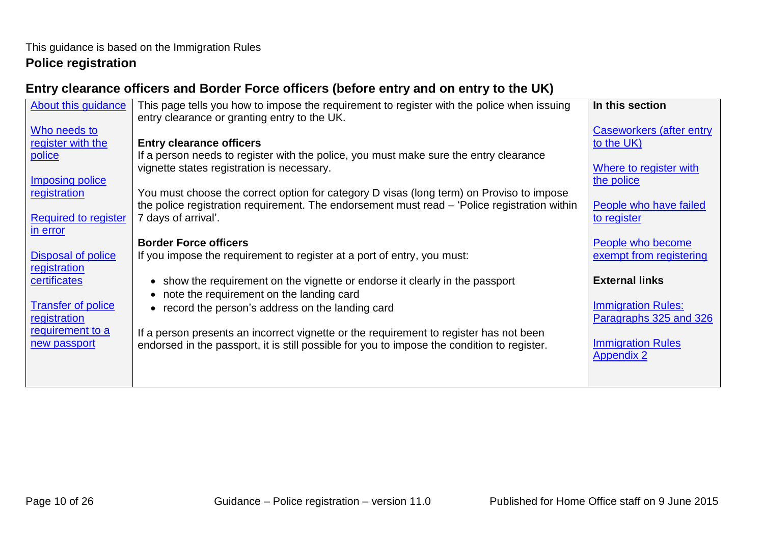This guidance is based on the Immigration Rules

# Police registration

## Entry clearance officers and Border Force officers (before entry and on entry to the UK)

About this guidance

Who needs to register with the police

Imposing police registration

Required to register in error

Disposal of police registration certificates

Transfer of police registration requirement to a new passport

This page tells you how to impose the requirement to register with the police when issuing entry clearance or granting entry to the UK.

**Entry clearance officers**

If a person needs to register with the police, you must make sure the entry clearance vignette states registration is necessary.

You must choose the correct option for category D visas (long term) on Proviso to impose the police registration requirement. The endorsement must read – 'Police registration within 7 days of arrival'.

**Border Force officers**

If you impose the requirement to register at a port of entry, you must:

- show the requirement on the vignette or endorse it clearly in the passport
- note the requirement on the landing card
- record the person's address on the landing card

If a person presents an incorrect vignette or the requirement to register has not been endorsed in the passport, it is still possible for you to impose the condition to register.

**In this section**

Caseworkers (after entry to the UK)

Where to register with the police

People who have failed to register

People who become exempt from registering

**External links**

Immigration Rules: Paragraphs 325 and 326

Immigration Rules Appendix 2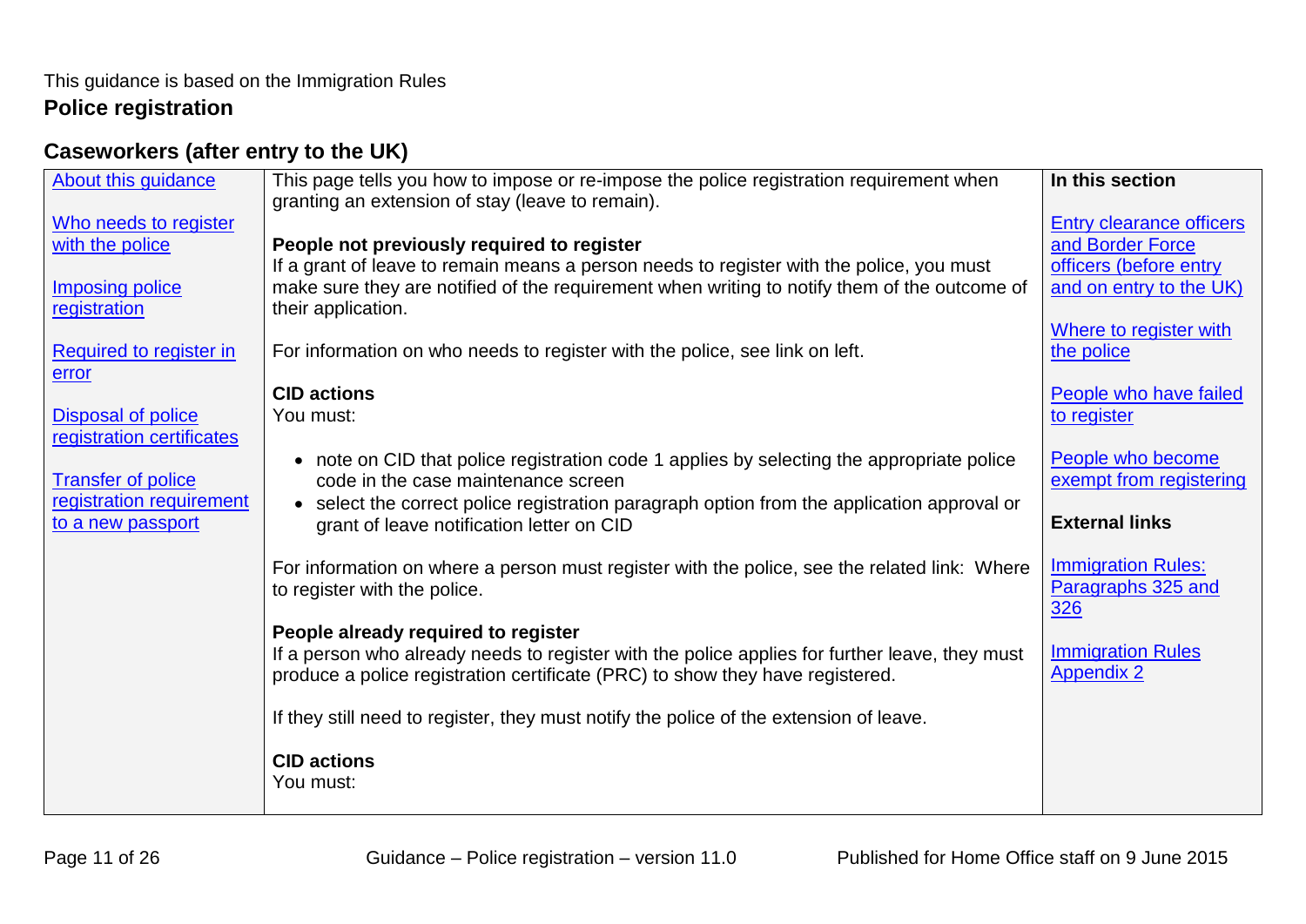This guidance is based on the Immigration Rules

## Police registration

### Caseworkers (after entry to the UK)

About this guidance

Who needs to register with the police

Imposing police registration

Required to register in error

Disposal of police registration certificates

Transfer of police registration requirement to a new passport

This page tells you how to impose or re-impose the police registration requirement when granting an extension of stay (leave to remain).

**People not previously required to register**

If a grant of leave to remain means a person needs to register with the police, you must make sure they are notified of the requirement when writing to notify them of the outcome of their application.

For information on who needs to register with the police, see link on left.

**CID actions**

You must:

- note on CID that police registration code 1 applies by selecting the appropriate police code in the case maintenance screen
- select the correct police registration paragraph option from the application approval or grant of leave notification letter on CID

For information on where a person must register with the police, see the related link: Where to register with the police.

**People already required to register**

If a person who already needs to register with the police applies for further leave, they must produce a police registration certificate (PRC) to show they have registered.

If they still need to register, they must notify the police of the extension of leave.

**CID actions**

You must:

**In this section**

Entry clearance officers and Border Force officers (before entry and on entry to the UK)

Where to register with the police

People who have failed to register

People who become exempt from registering

**External links**

Immigration Rules: Paragraphs 325 and 326

Immigration Rules Appendix 2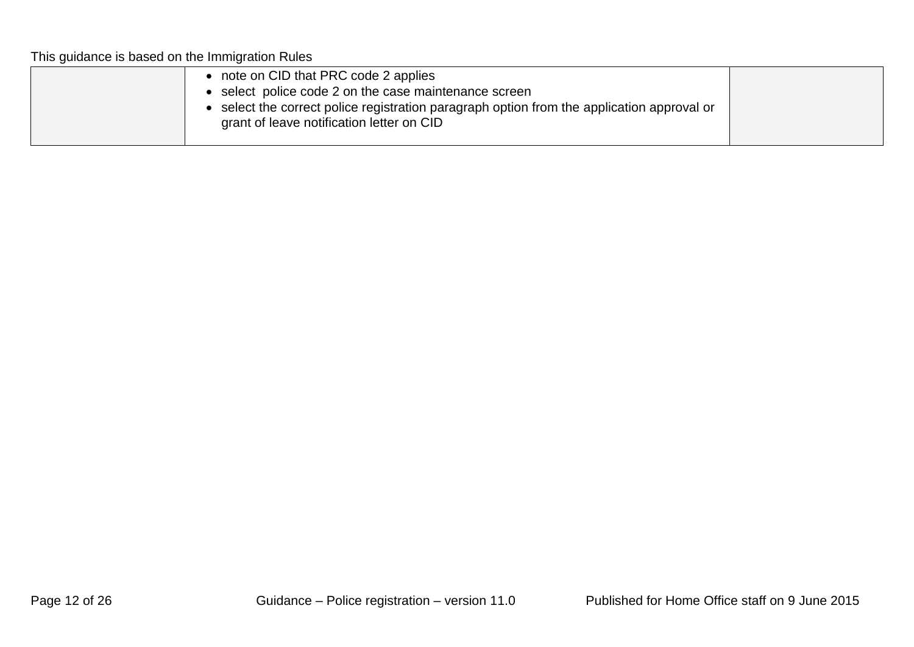This guidance is based on the Immigration Rules

| | | |
|---|---|---|
| | • note on CID that PRC code 2 applies<br>• select police code 2 on the case maintenance screen<br>• select the correct police registration paragraph option from the application approval or grant of leave notification letter on CID | |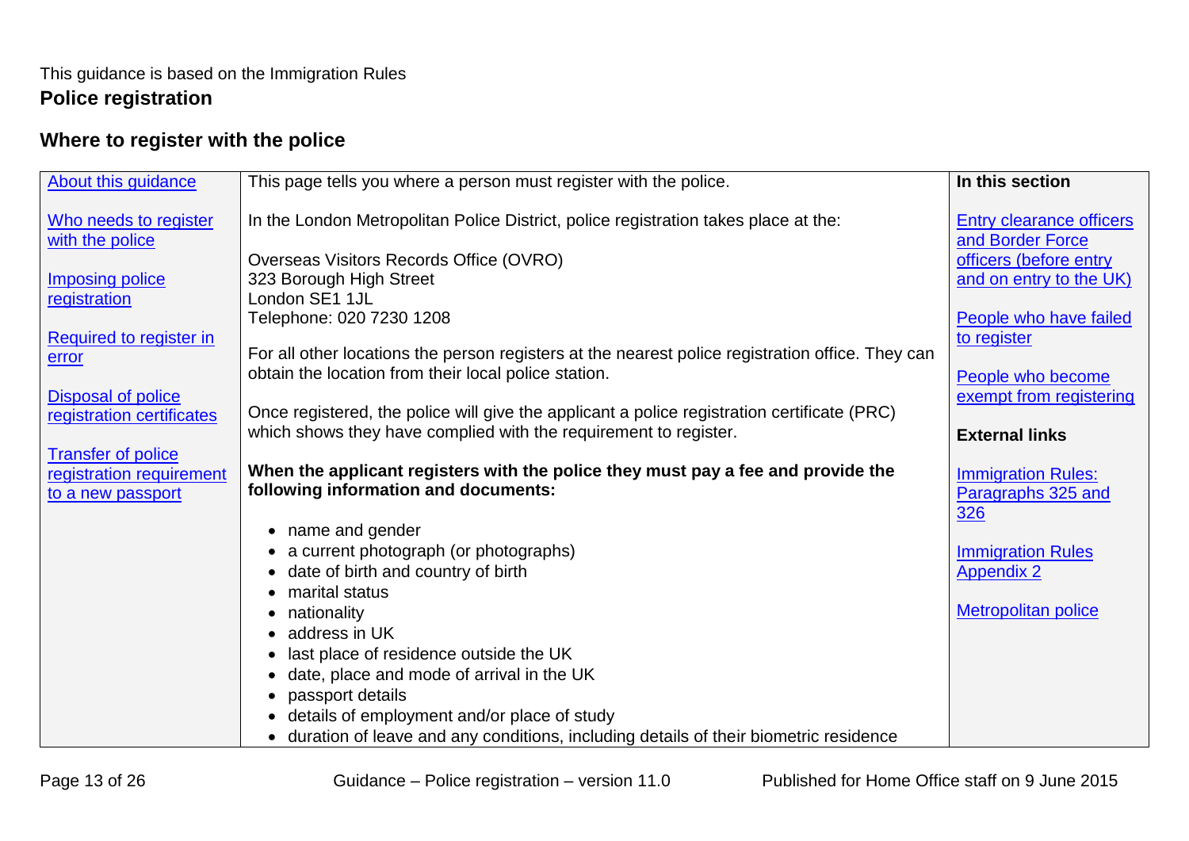This guidance is based on the Immigration Rules

## Police registration

### Where to register with the police

| | | |
|---|---|---|
| About this guidance<br><br>Who needs to register with the police<br><br>Imposing police registration<br><br>Required to register in error<br><br>Disposal of police registration certificates<br><br>Transfer of police registration requirement to a new passport | This page tells you where a person must register with the police.<br><br>In the London Metropolitan Police District, police registration takes place at the:<br><br>Overseas Visitors Records Office (OVRO)<br>323 Borough High Street<br>London SE1 1JL<br>Telephone: 020 7230 1208<br><br>For all other locations the person registers at the nearest police registration office. They can obtain the location from their local police station.<br><br>Once registered, the police will give the applicant a police registration certificate (PRC) which shows they have complied with the requirement to register.<br><br>**When the applicant registers with the police they must pay a fee and provide the following information and documents:**<br><br>• name and gender<br>• a current photograph (or photographs)<br>• date of birth and country of birth<br>• marital status<br>• nationality<br>• address in UK<br>• last place of residence outside the UK<br>• date, place and mode of arrival in the UK<br>• passport details<br>• details of employment and/or place of study<br>• duration of leave and any conditions, including details of their biometric residence | **In this section**<br><br>Entry clearance officers and Border Force officers (before entry and on entry to the UK)<br><br>People who have failed to register<br><br>People who become exempt from registering<br><br>**External links**<br><br>Immigration Rules: Paragraphs 325 and 326<br><br>Immigration Rules Appendix 2<br><br>Metropolitan police |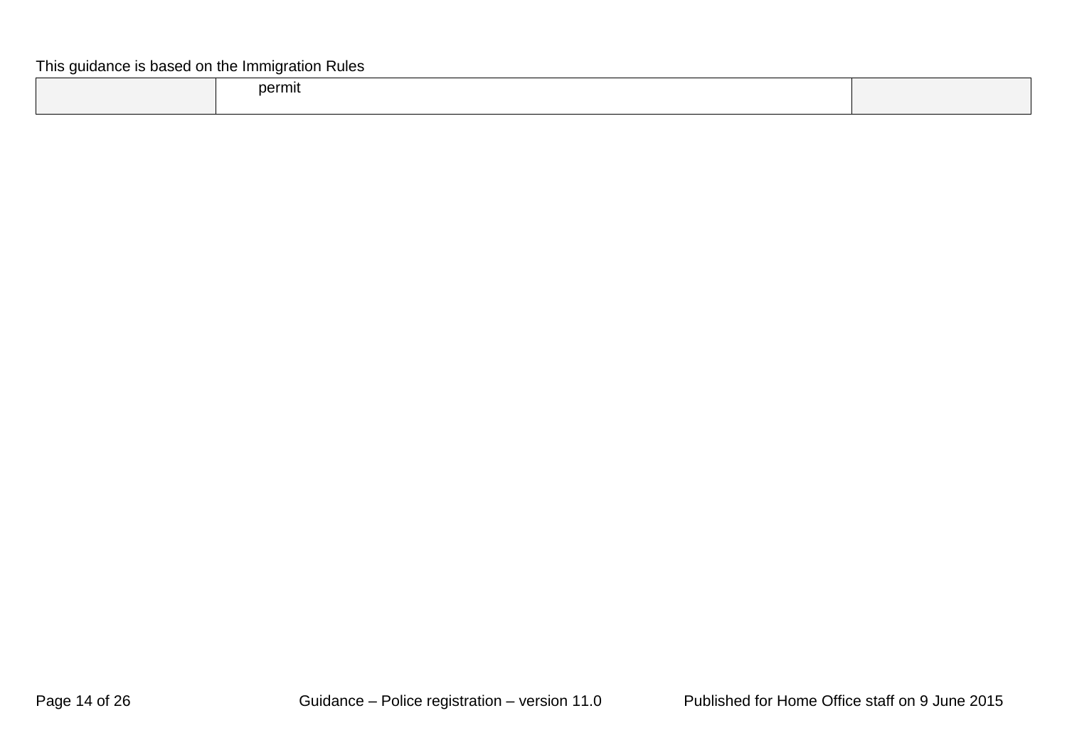| | permit | |
|---|---|---|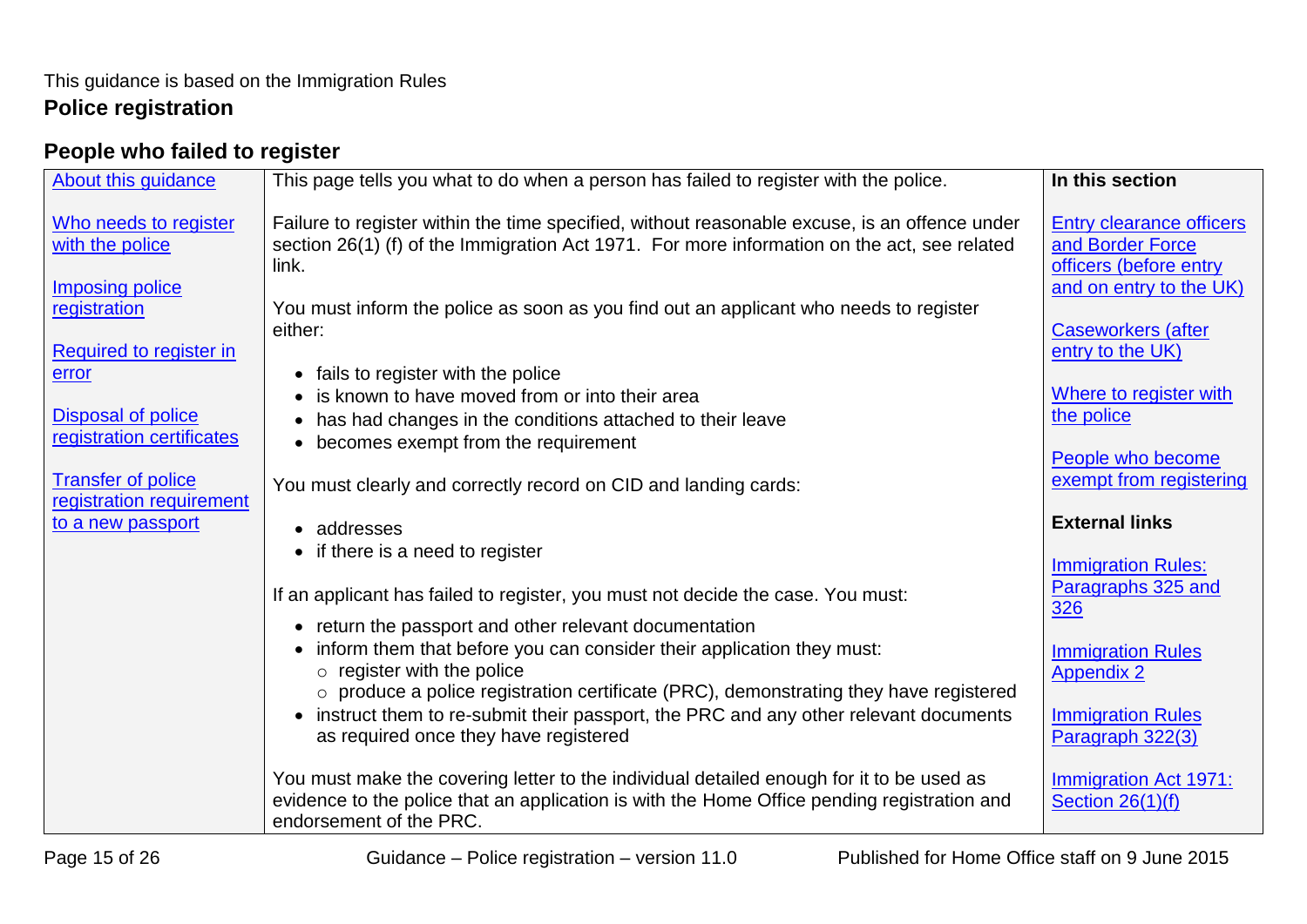This guidance is based on the Immigration Rules

# Police registration

## People who failed to register

About this guidance

Who needs to register with the police

Imposing police registration

Required to register in error

Disposal of police registration certificates

Transfer of police registration requirement to a new passport

This page tells you what to do when a person has failed to register with the police.

Failure to register within the time specified, without reasonable excuse, is an offence under section 26(1) (f) of the Immigration Act 1971. For more information on the act, see related link.

You must inform the police as soon as you find out an applicant who needs to register either:

- fails to register with the police
- is known to have moved from or into their area
- has had changes in the conditions attached to their leave
- becomes exempt from the requirement

You must clearly and correctly record on CID and landing cards:

- addresses
- if there is a need to register

If an applicant has failed to register, you must not decide the case. You must:

- return the passport and other relevant documentation
- inform them that before you can consider their application they must:
  - register with the police
  - produce a police registration certificate (PRC), demonstrating they have registered
- instruct them to re-submit their passport, the PRC and any other relevant documents as required once they have registered

You must make the covering letter to the individual detailed enough for it to be used as evidence to the police that an application is with the Home Office pending registration and endorsement of the PRC.

**In this section**

Entry clearance officers and Border Force officers (before entry and on entry to the UK)

Caseworkers (after entry to the UK)

Where to register with the police

People who become exempt from registering

**External links**

Immigration Rules: Paragraphs 325 and 326

Immigration Rules Appendix 2

Immigration Rules Paragraph 322(3)

Immigration Act 1971: Section 26(1)(f)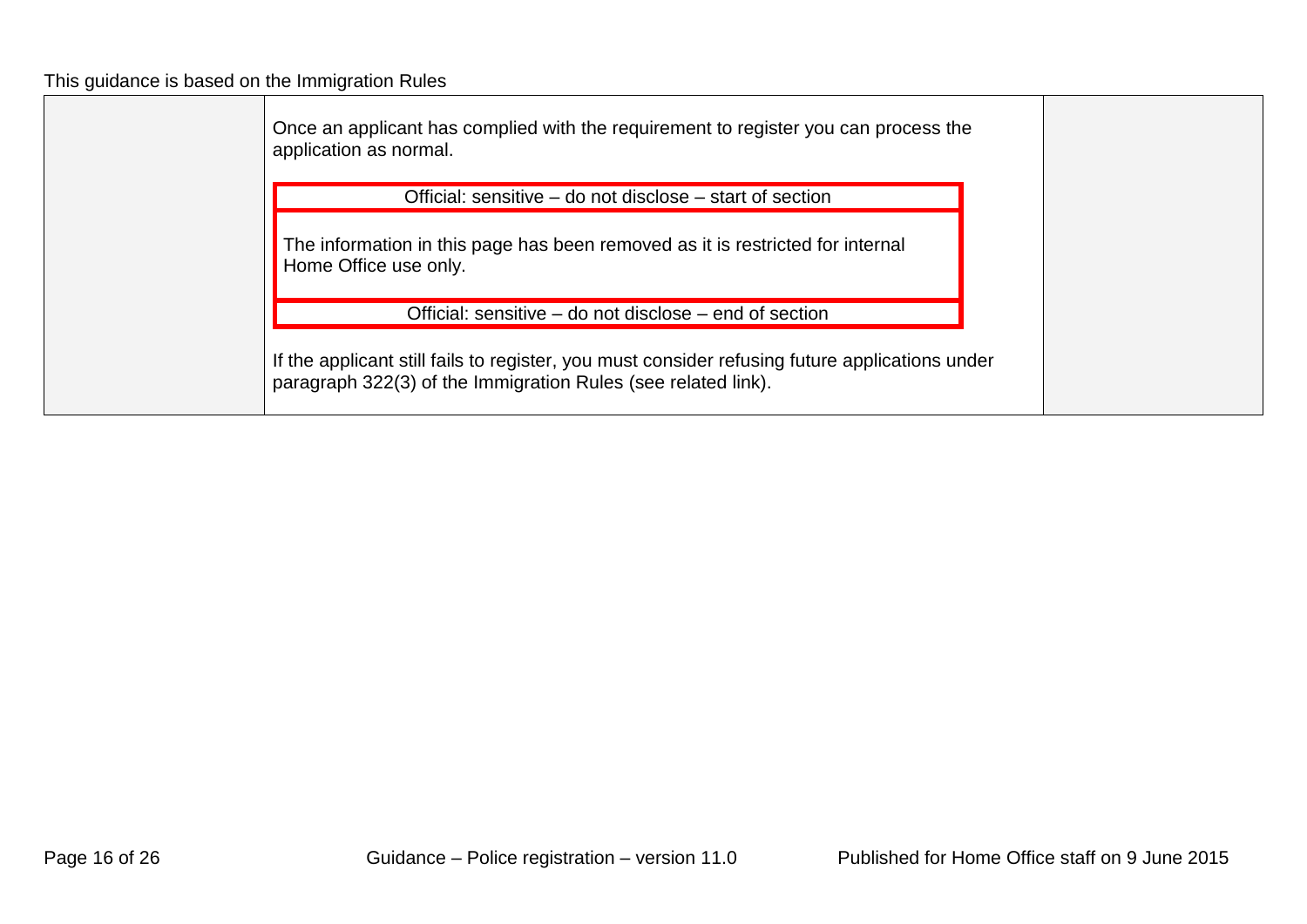This guidance is based on the Immigration Rules

Once an applicant has complied with the requirement to register you can process the application as normal.

| Official: sensitive – do not disclose – start of section |
| --- |
| The information in this page has been removed as it is restricted for internal Home Office use only. |
| Official: sensitive – do not disclose – end of section |

If the applicant still fails to register, you must consider refusing future applications under paragraph 322(3) of the Immigration Rules (see related link).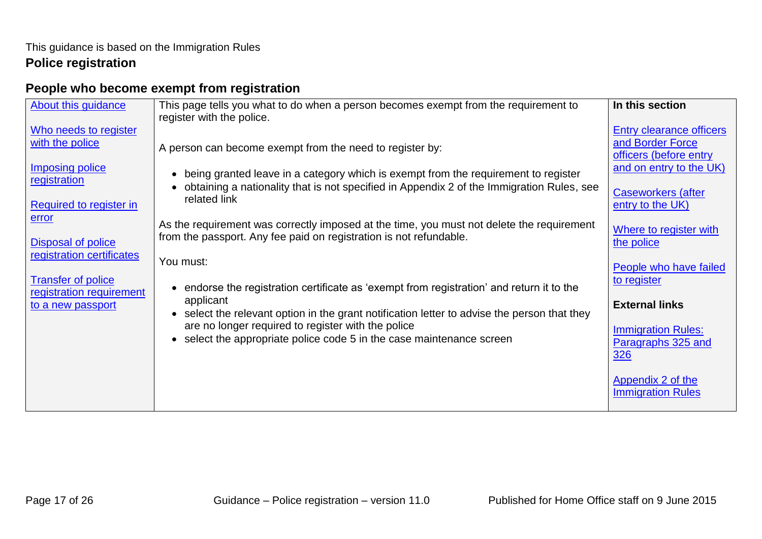This guidance is based on the Immigration Rules

# Police registration

## People who become exempt from registration

About this guidance

Who needs to register with the police

Imposing police registration

Required to register in error

Disposal of police registration certificates

Transfer of police registration requirement to a new passport

This page tells you what to do when a person becomes exempt from the requirement to register with the police.

A person can become exempt from the need to register by:

- being granted leave in a category which is exempt from the requirement to register
- obtaining a nationality that is not specified in Appendix 2 of the Immigration Rules, see related link

As the requirement was correctly imposed at the time, you must not delete the requirement from the passport. Any fee paid on registration is not refundable.

You must:

- endorse the registration certificate as 'exempt from registration' and return it to the applicant
- select the relevant option in the grant notification letter to advise the person that they are no longer required to register with the police
- select the appropriate police code 5 in the case maintenance screen

**In this section**

Entry clearance officers and Border Force officers (before entry and on entry to the UK)

Caseworkers (after entry to the UK)

Where to register with the police

People who have failed to register

**External links**

Immigration Rules: Paragraphs 325 and 326

Appendix 2 of the Immigration Rules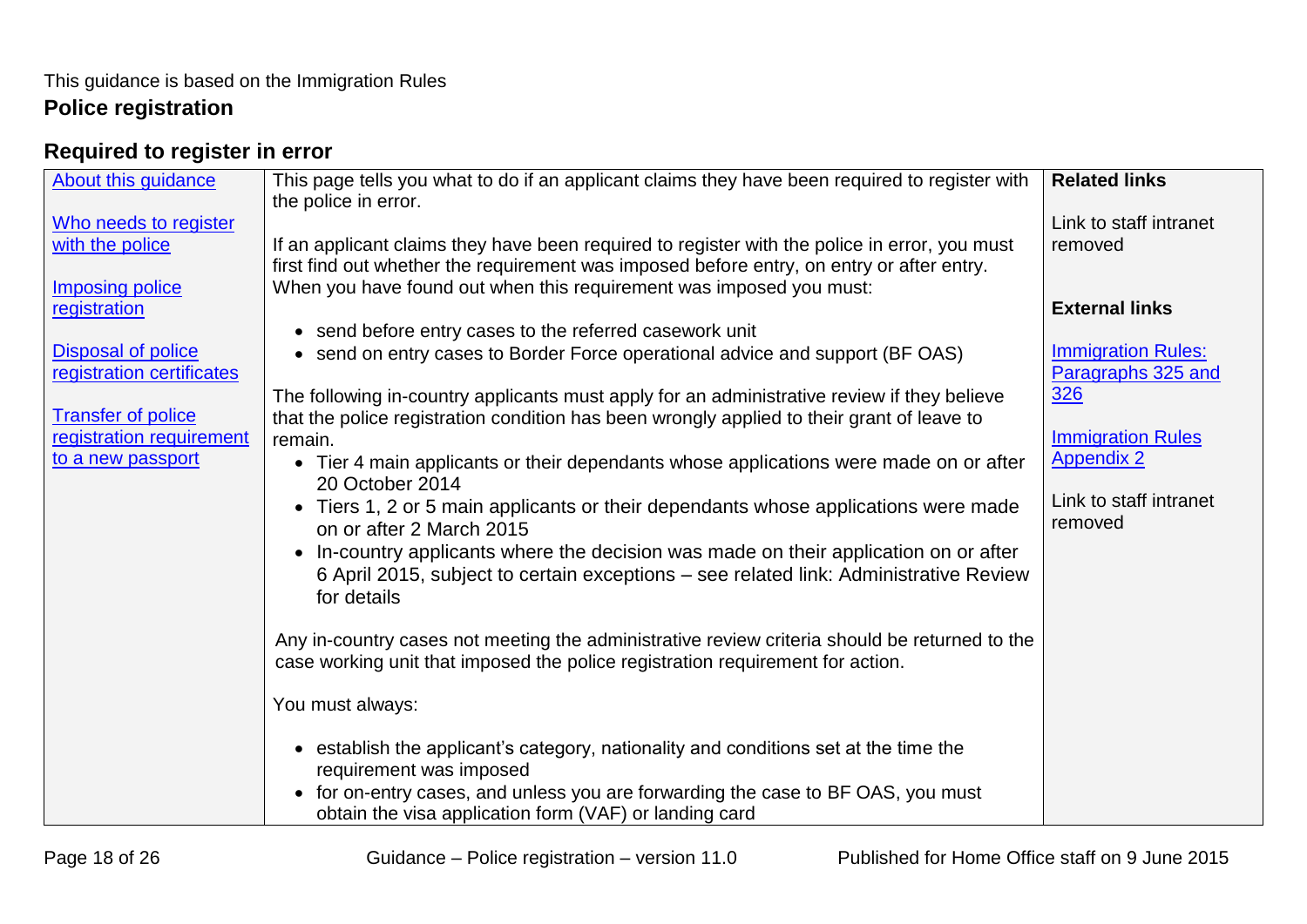This guidance is based on the Immigration Rules

## Police registration

### Required to register in error

| | | |
|---|---|---|
| About this guidance<br><br>Who needs to register with the police<br><br>Imposing police registration<br><br>Disposal of police registration certificates<br><br>Transfer of police registration requirement to a new passport | This page tells you what to do if an applicant claims they have been required to register with the police in error.<br><br>If an applicant claims they have been required to register with the police in error, you must first find out whether the requirement was imposed before entry, on entry or after entry. When you have found out when this requirement was imposed you must:<br><br>• send before entry cases to the referred casework unit<br>• send on entry cases to Border Force operational advice and support (BF OAS)<br><br>The following in-country applicants must apply for an administrative review if they believe that the police registration condition has been wrongly applied to their grant of leave to remain.<br>• Tier 4 main applicants or their dependants whose applications were made on or after 20 October 2014<br>• Tiers 1, 2 or 5 main applicants or their dependants whose applications were made on or after 2 March 2015<br>• In-country applicants where the decision was made on their application on or after 6 April 2015, subject to certain exceptions – see related link: Administrative Review for details<br><br>Any in-country cases not meeting the administrative review criteria should be returned to the case working unit that imposed the police registration requirement for action.<br><br>You must always:<br><br>• establish the applicant's category, nationality and conditions set at the time the requirement was imposed<br>• for on-entry cases, and unless you are forwarding the case to BF OAS, you must obtain the visa application form (VAF) or landing card | **Related links**<br><br>Link to staff intranet removed<br><br>**External links**<br><br>Immigration Rules: Paragraphs 325 and 326<br><br>Immigration Rules Appendix 2<br><br>Link to staff intranet removed |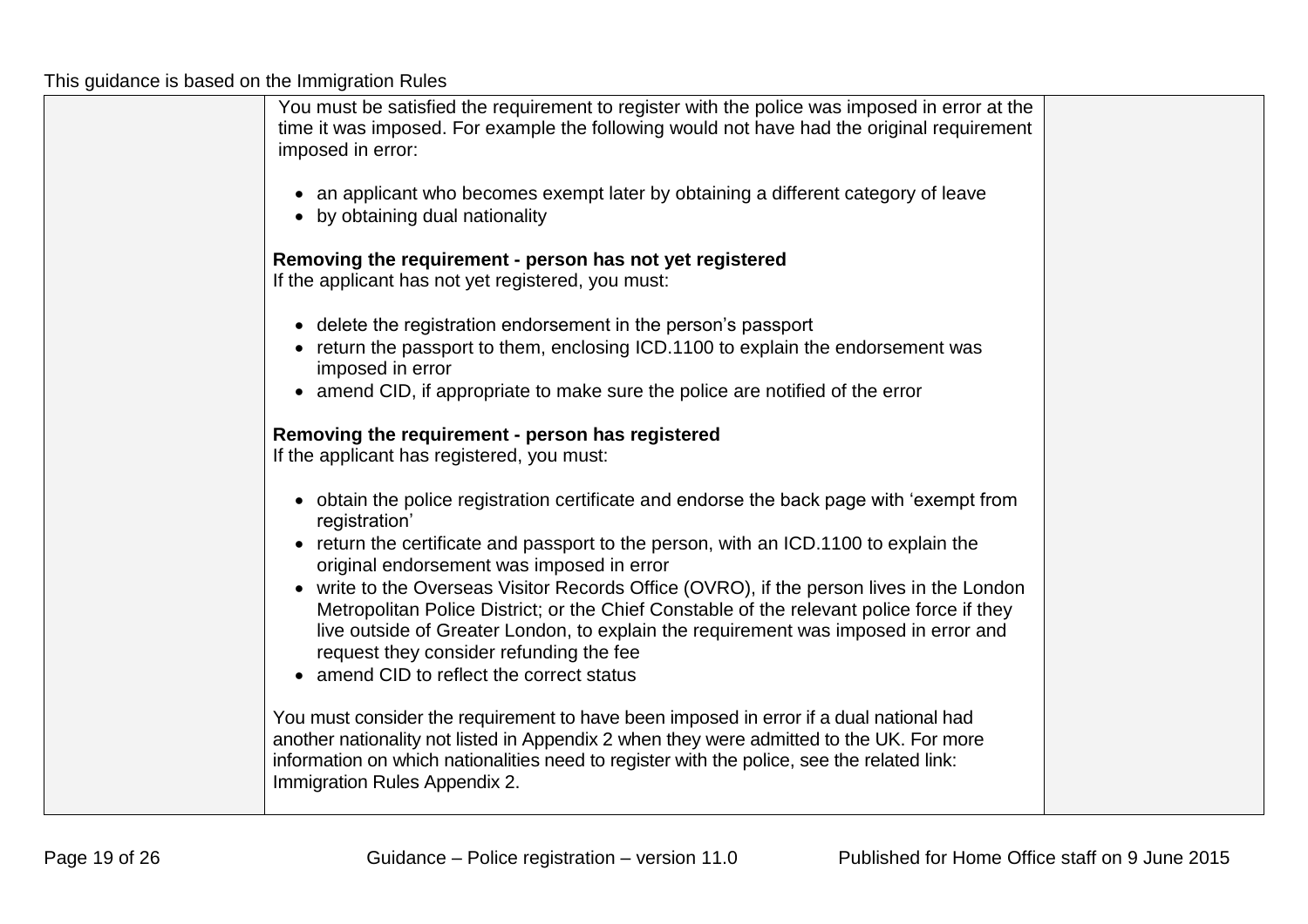You must be satisfied the requirement to register with the police was imposed in error at the time it was imposed. For example the following would not have had the original requirement imposed in error:

- an applicant who becomes exempt later by obtaining a different category of leave
- by obtaining dual nationality

**Removing the requirement - person has not yet registered**
If the applicant has not yet registered, you must:

- delete the registration endorsement in the person's passport
- return the passport to them, enclosing ICD.1100 to explain the endorsement was imposed in error
- amend CID, if appropriate to make sure the police are notified of the error

**Removing the requirement - person has registered**
If the applicant has registered, you must:

- obtain the police registration certificate and endorse the back page with 'exempt from registration'
- return the certificate and passport to the person, with an ICD.1100 to explain the original endorsement was imposed in error
- write to the Overseas Visitor Records Office (OVRO), if the person lives in the London Metropolitan Police District; or the Chief Constable of the relevant police force if they live outside of Greater London, to explain the requirement was imposed in error and request they consider refunding the fee
- amend CID to reflect the correct status

You must consider the requirement to have been imposed in error if a dual national had another nationality not listed in Appendix 2 when they were admitted to the UK. For more information on which nationalities need to register with the police, see the related link: Immigration Rules Appendix 2.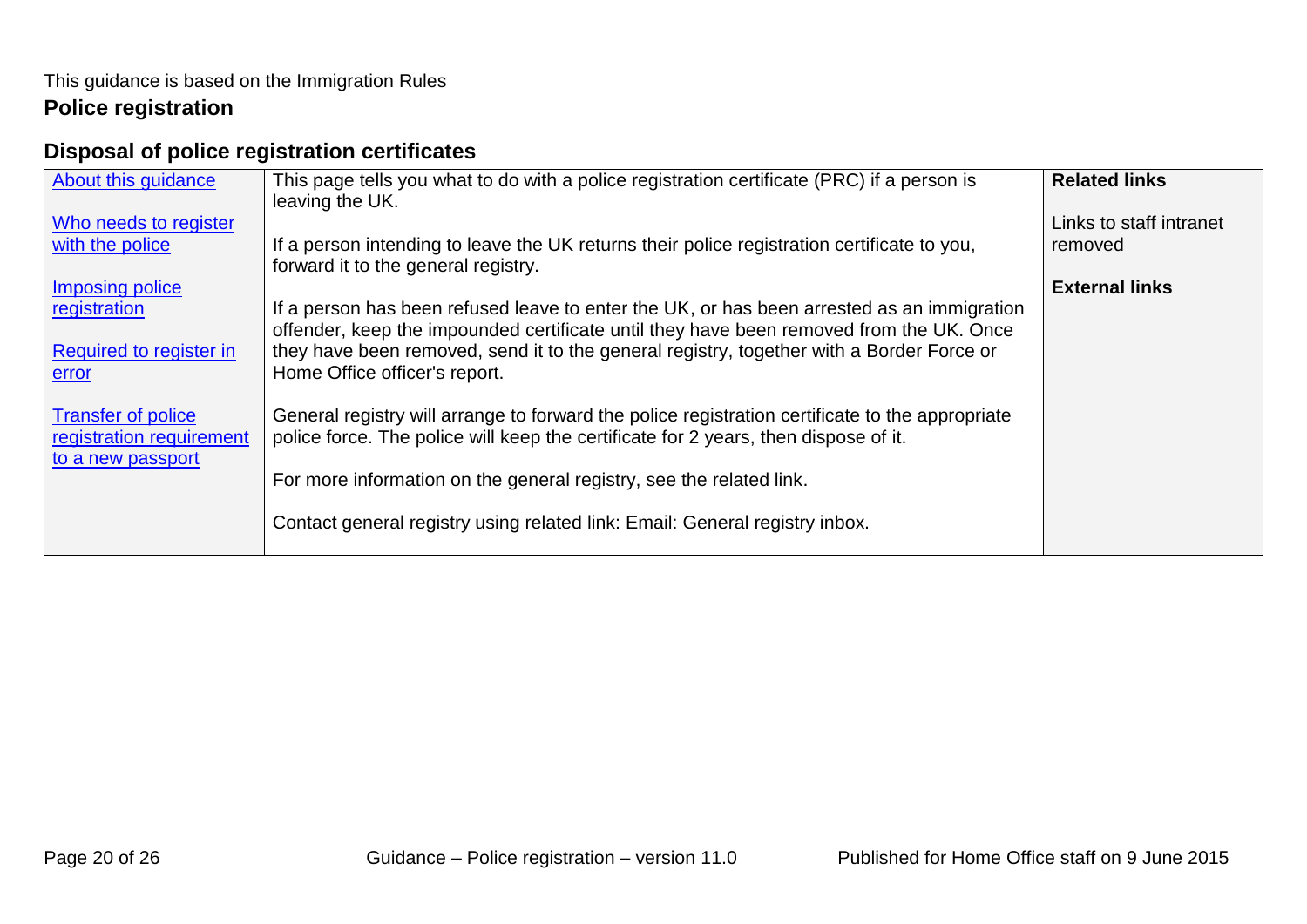This guidance is based on the Immigration Rules

# Police registration

## Disposal of police registration certificates

| About this guidance<br><br>Who needs to register with the police<br><br>Imposing police registration<br><br>Required to register in error<br><br>Transfer of police registration requirement to a new passport | This page tells you what to do with a police registration certificate (PRC) if a person is leaving the UK.<br><br>If a person intending to leave the UK returns their police registration certificate to you, forward it to the general registry.<br><br>If a person has been refused leave to enter the UK, or has been arrested as an immigration offender, keep the impounded certificate until they have been removed from the UK. Once they have been removed, send it to the general registry, together with a Border Force or Home Office officer's report.<br><br>General registry will arrange to forward the police registration certificate to the appropriate police force. The police will keep the certificate for 2 years, then dispose of it.<br><br>For more information on the general registry, see the related link.<br><br>Contact general registry using related link: Email: General registry inbox. | **Related links**<br><br>Links to staff intranet removed<br><br>**External links** |
|---|---|---|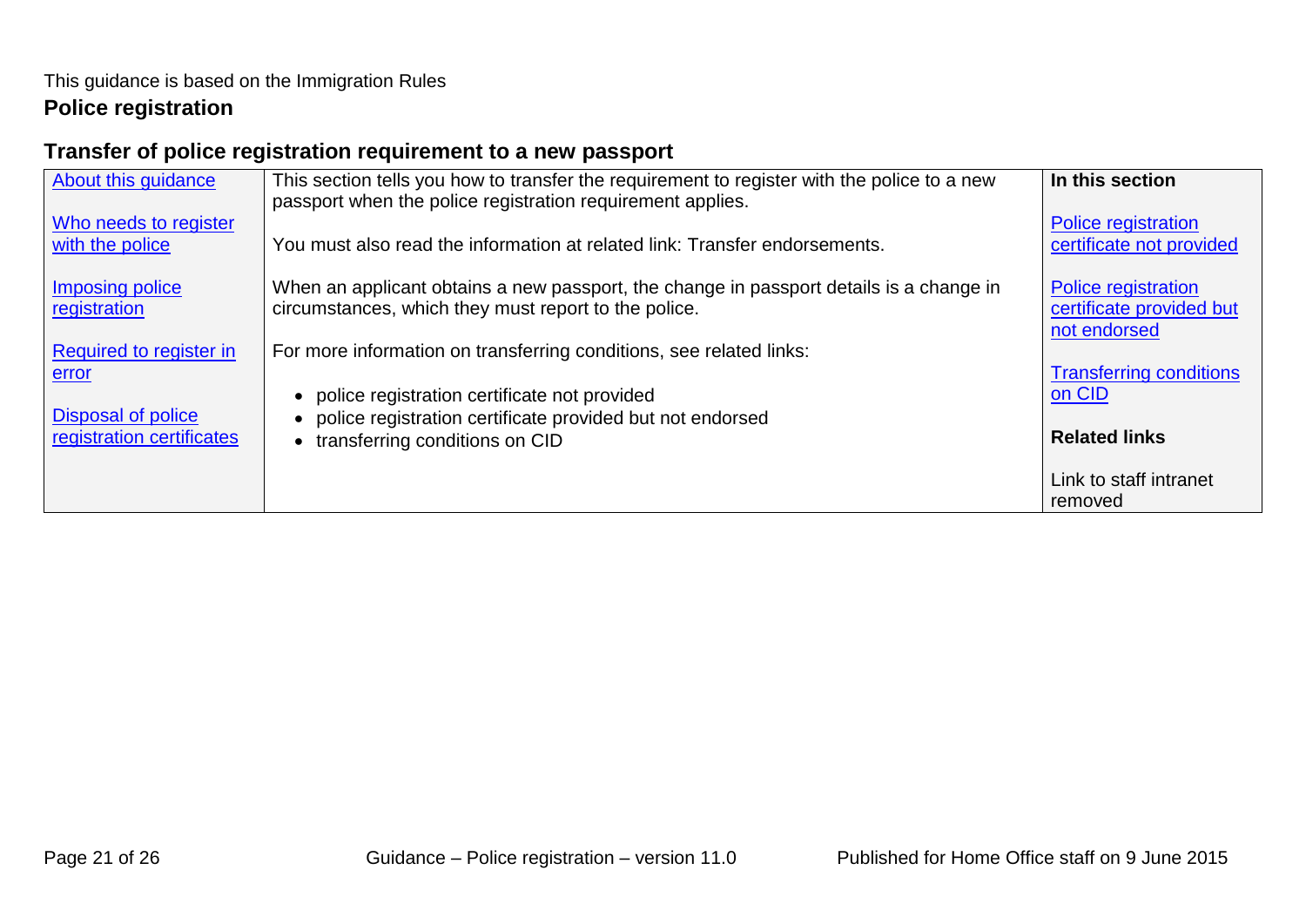This guidance is based on the Immigration Rules

**Police registration**

## Transfer of police registration requirement to a new passport

| About this guidance<br><br>Who needs to register with the police<br><br>Imposing police registration<br><br>Required to register in error<br><br>Disposal of police registration certificates | This section tells you how to transfer the requirement to register with the police to a new passport when the police registration requirement applies.<br><br>You must also read the information at related link: Transfer endorsements.<br><br>When an applicant obtains a new passport, the change in passport details is a change in circumstances, which they must report to the police.<br><br>For more information on transferring conditions, see related links:<br><br>• police registration certificate not provided<br>• police registration certificate provided but not endorsed<br>• transferring conditions on CID | **In this section**<br><br>Police registration certificate not provided<br><br>Police registration certificate provided but not endorsed<br><br>Transferring conditions on CID<br><br>**Related links**<br><br>Link to staff intranet removed |
|---|---|---|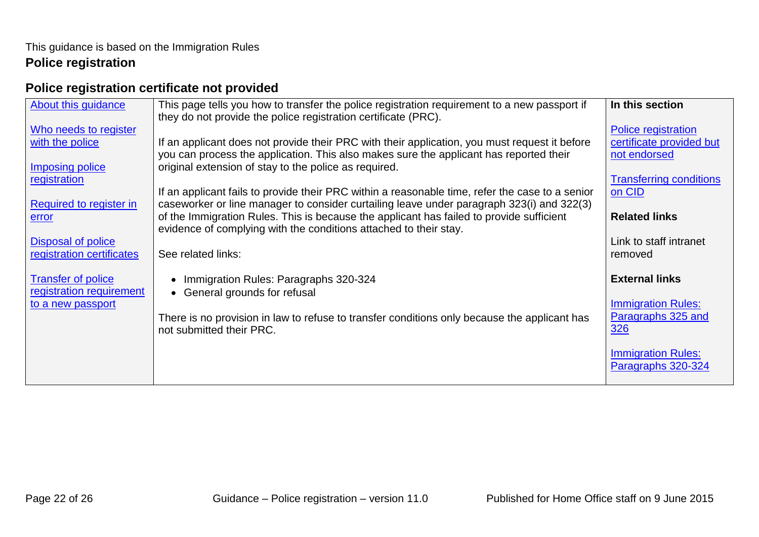This guidance is based on the Immigration Rules

## Police registration

### Police registration certificate not provided

About this guidance

Who needs to register with the police

Imposing police registration

Required to register in error

Disposal of police registration certificates

Transfer of police registration requirement to a new passport

This page tells you how to transfer the police registration requirement to a new passport if they do not provide the police registration certificate (PRC).

If an applicant does not provide their PRC with their application, you must request it before you can process the application. This also makes sure the applicant has reported their original extension of stay to the police as required.

If an applicant fails to provide their PRC within a reasonable time, refer the case to a senior caseworker or line manager to consider curtailing leave under paragraph 323(i) and 322(3) of the Immigration Rules. This is because the applicant has failed to provide sufficient evidence of complying with the conditions attached to their stay.

See related links:

- Immigration Rules: Paragraphs 320-324
- General grounds for refusal

There is no provision in law to refuse to transfer conditions only because the applicant has not submitted their PRC.

**In this section**

Police registration certificate provided but not endorsed

Transferring conditions on CID

**Related links**

Link to staff intranet removed

**External links**

Immigration Rules: Paragraphs 325 and 326

Immigration Rules: Paragraphs 320-324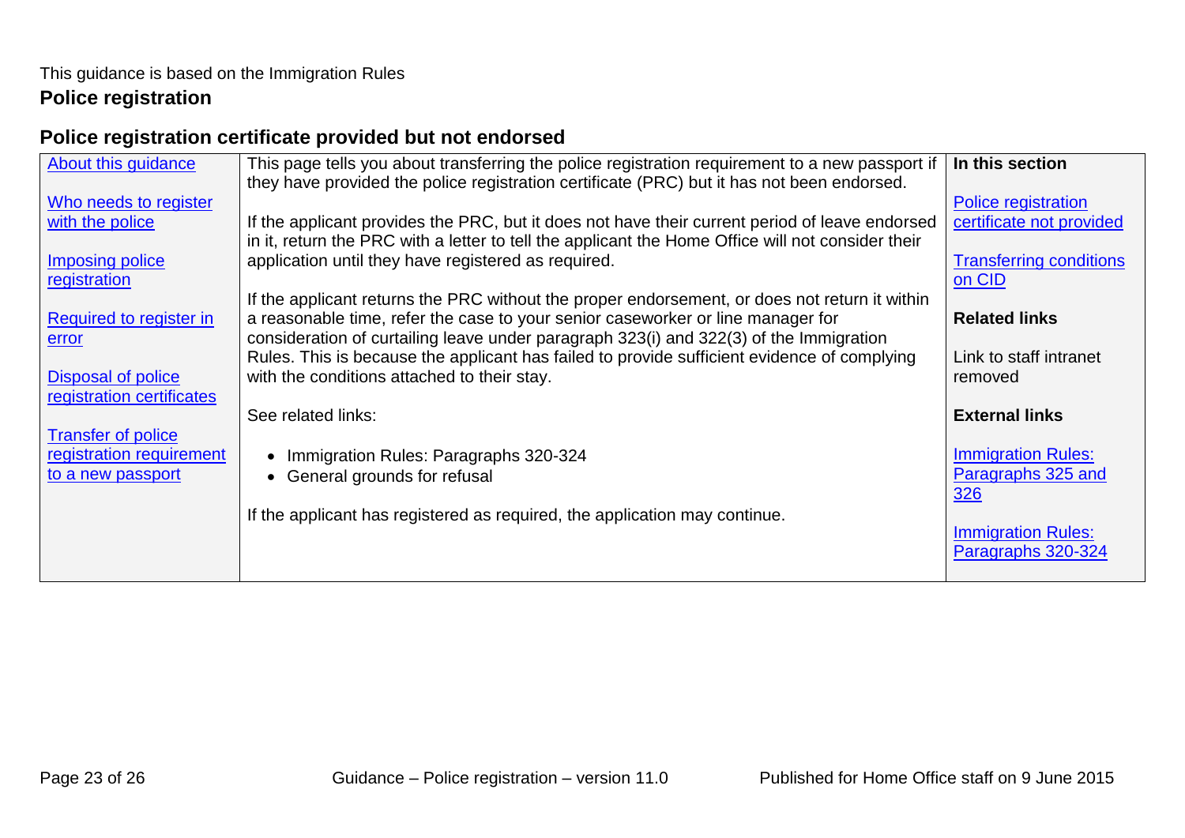This guidance is based on the Immigration Rules

# Police registration

## Police registration certificate provided but not endorsed

About this guidance

Who needs to register with the police

Imposing police registration

Required to register in error

Disposal of police registration certificates

Transfer of police registration requirement to a new passport

This page tells you about transferring the police registration requirement to a new passport if they have provided the police registration certificate (PRC) but it has not been endorsed.

If the applicant provides the PRC, but it does not have their current period of leave endorsed in it, return the PRC with a letter to tell the applicant the Home Office will not consider their application until they have registered as required.

If the applicant returns the PRC without the proper endorsement, or does not return it within a reasonable time, refer the case to your senior caseworker or line manager for consideration of curtailing leave under paragraph 323(i) and 322(3) of the Immigration Rules. This is because the applicant has failed to provide sufficient evidence of complying with the conditions attached to their stay.

See related links:

- Immigration Rules: Paragraphs 320-324
- General grounds for refusal

If the applicant has registered as required, the application may continue.

**In this section**

Police registration certificate not provided

Transferring conditions on CID

**Related links**

Link to staff intranet removed

**External links**

Immigration Rules: Paragraphs 325 and 326

Immigration Rules: Paragraphs 320-324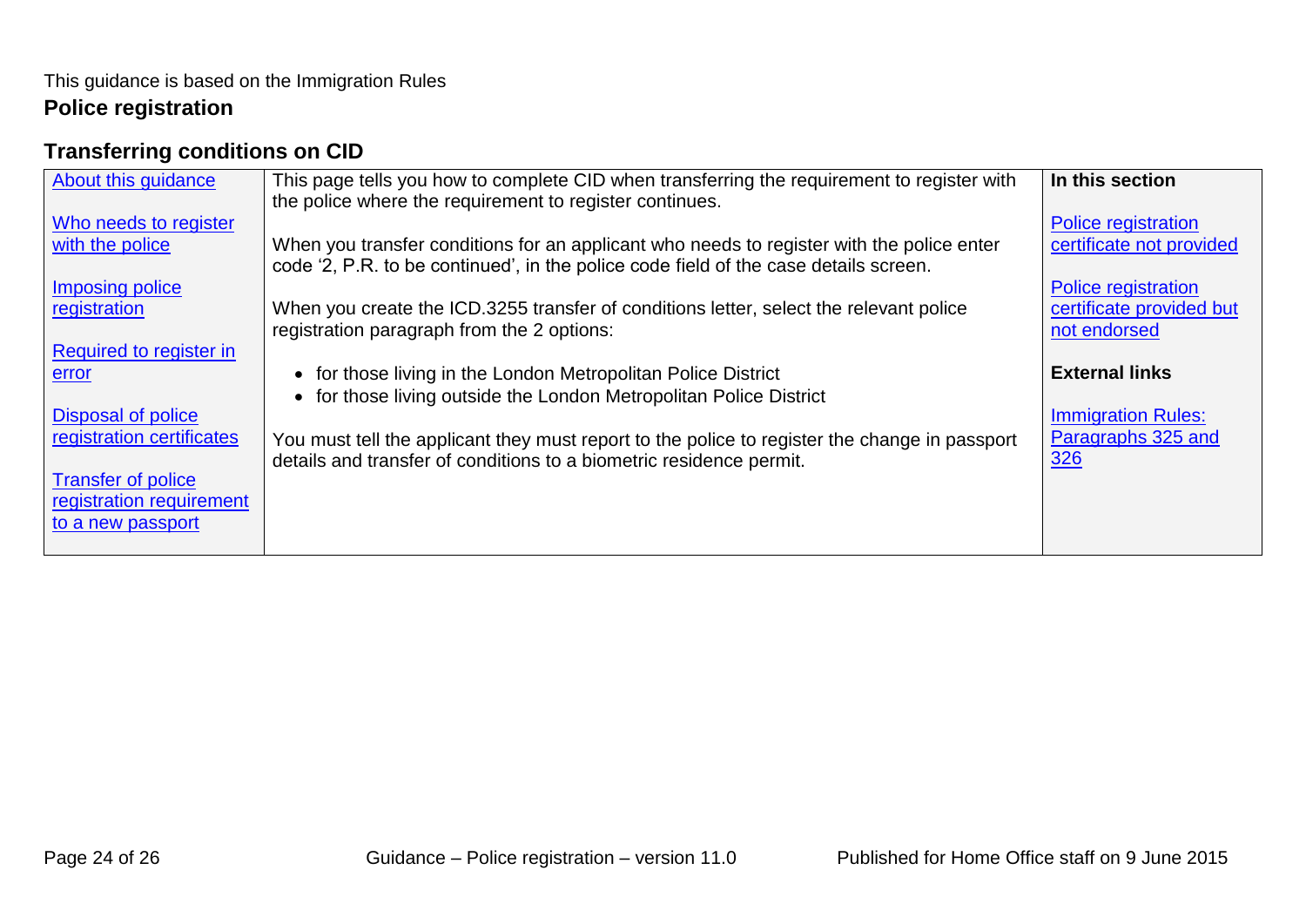This guidance is based on the Immigration Rules

## Police registration

### Transferring conditions on CID

| About this guidance<br><br>Who needs to register with the police<br><br>Imposing police registration<br><br>Required to register in error<br><br>Disposal of police registration certificates<br><br>Transfer of police registration requirement to a new passport | This page tells you how to complete CID when transferring the requirement to register with the police where the requirement to register continues.<br><br>When you transfer conditions for an applicant who needs to register with the police enter code '2, P.R. to be continued', in the police code field of the case details screen.<br><br>When you create the ICD.3255 transfer of conditions letter, select the relevant police registration paragraph from the 2 options:<br><br>• for those living in the London Metropolitan Police District<br>• for those living outside the London Metropolitan Police District<br><br>You must tell the applicant they must report to the police to register the change in passport details and transfer of conditions to a biometric residence permit. | **In this section**<br><br>Police registration certificate not provided<br><br>Police registration certificate provided but not endorsed<br><br>**External links**<br><br>Immigration Rules: Paragraphs 325 and 326 |
|---|---|---|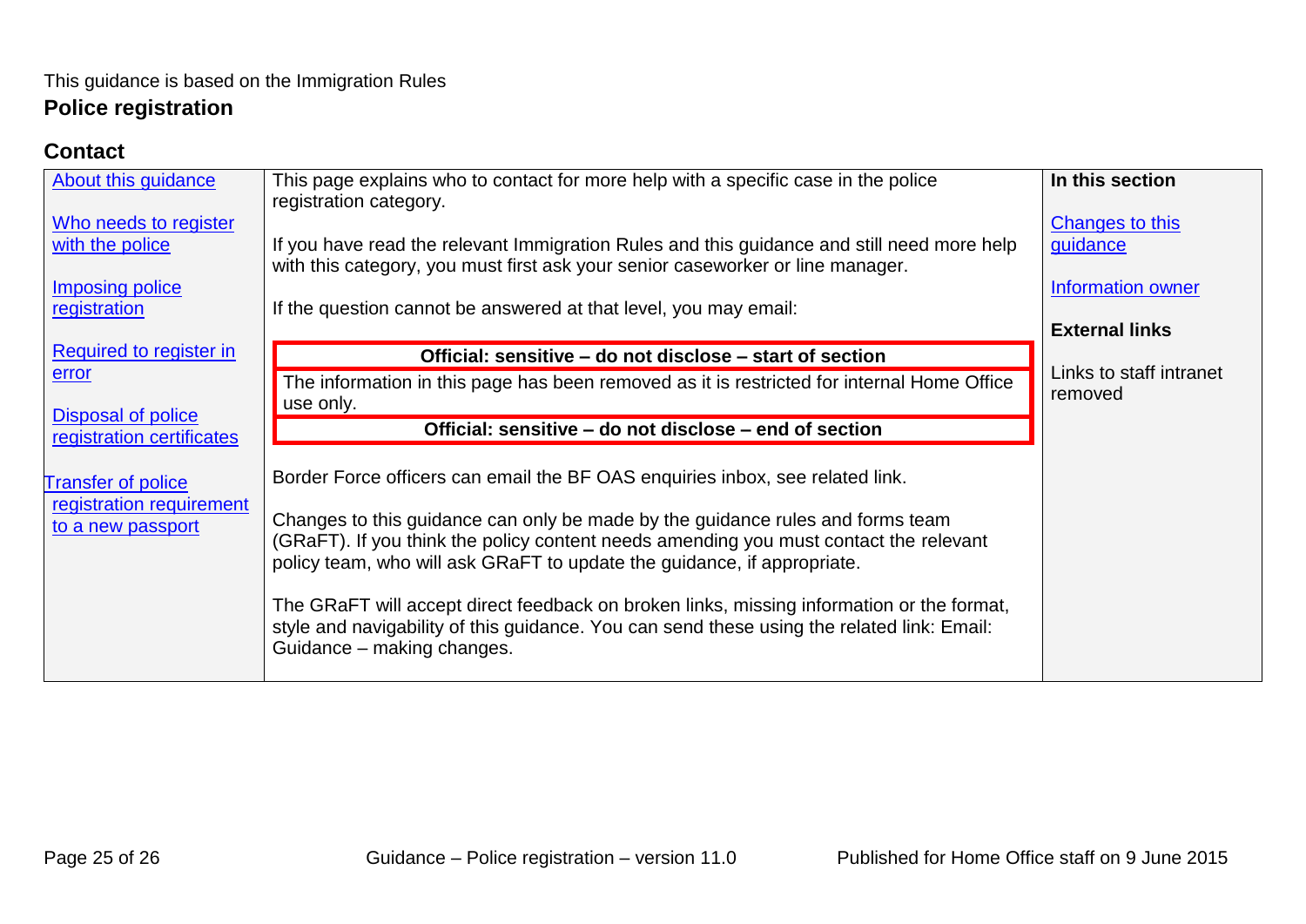This guidance is based on the Immigration Rules

## Police registration

### Contact

| | | |
|---|---|---|
| About this guidance<br><br>Who needs to register with the police<br><br>Imposing police registration<br><br>Required to register in error<br><br>Disposal of police registration certificates<br><br>Transfer of police registration requirement to a new passport | This page explains who to contact for more help with a specific case in the police registration category.<br><br>If you have read the relevant Immigration Rules and this guidance and still need more help with this category, you must first ask your senior caseworker or line manager.<br><br>If the question cannot be answered at that level, you may email:<br><br>**Official: sensitive – do not disclose – start of section**<br>The information in this page has been removed as it is restricted for internal Home Office use only.<br>**Official: sensitive – do not disclose – end of section**<br><br>Border Force officers can email the BF OAS enquiries inbox, see related link.<br><br>Changes to this guidance can only be made by the guidance rules and forms team (GRaFT). If you think the policy content needs amending you must contact the relevant policy team, who will ask GRaFT to update the guidance, if appropriate.<br><br>The GRaFT will accept direct feedback on broken links, missing information or the format, style and navigability of this guidance. You can send these using the related link: Email: Guidance – making changes. | **In this section**<br><br>Changes to this guidance<br><br>Information owner<br><br>**External links**<br><br>Links to staff intranet removed |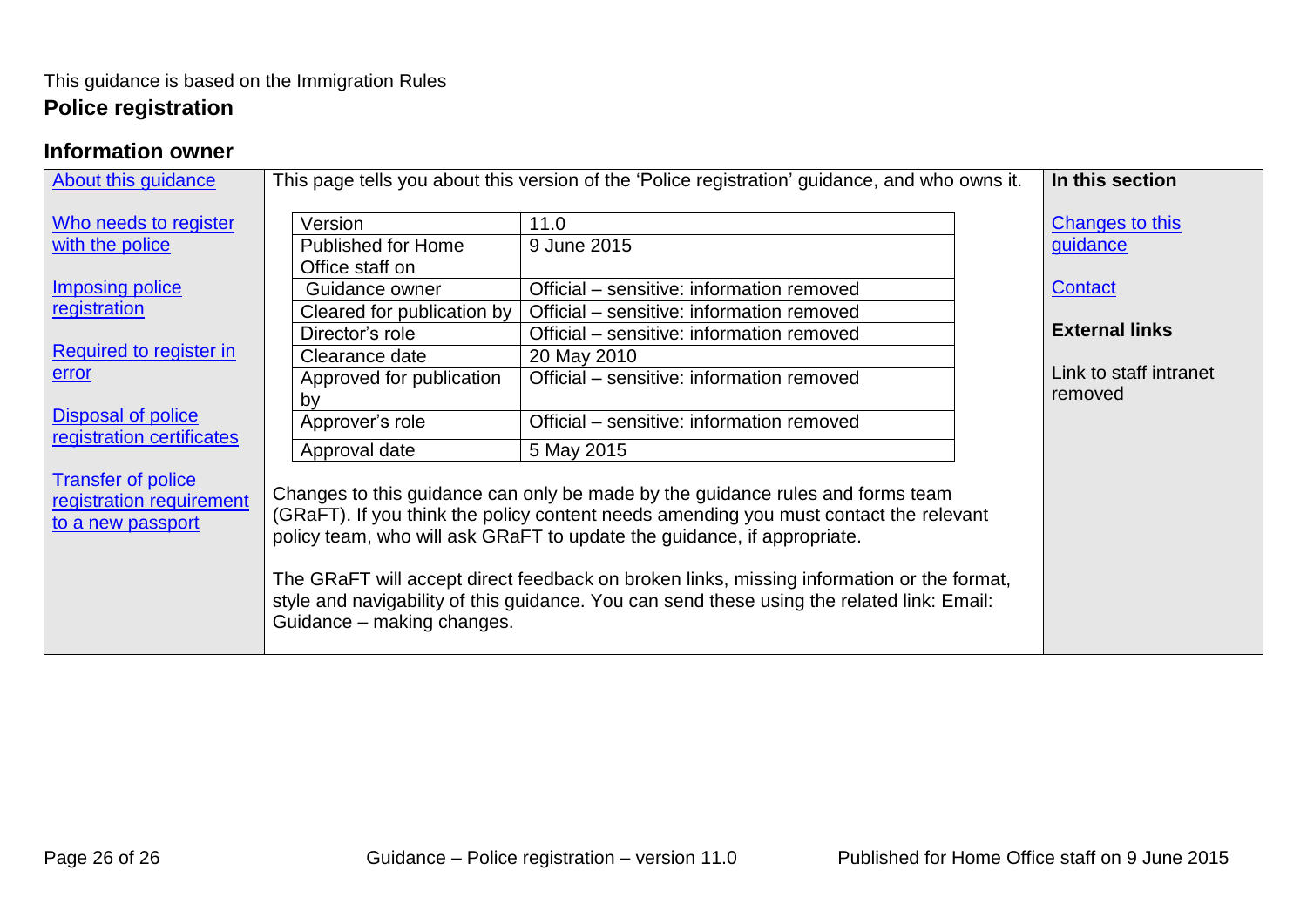This guidance is based on the Immigration Rules

# Police registration

## Information owner

About this guidance

Who needs to register with the police

Imposing police registration

Required to register in error

Disposal of police registration certificates

Transfer of police registration requirement to a new passport

This page tells you about this version of the 'Police registration' guidance, and who owns it.

| | |
|---|---|
| Version | 11.0 |
| Published for Home Office staff on | 9 June 2015 |
| Guidance owner | Official – sensitive: information removed |
| Cleared for publication by | Official – sensitive: information removed |
| Director's role | Official – sensitive: information removed |
| Clearance date | 20 May 2010 |
| Approved for publication by | Official – sensitive: information removed |
| Approver's role | Official – sensitive: information removed |
| Approval date | 5 May 2015 |

Changes to this guidance can only be made by the guidance rules and forms team (GRaFT). If you think the policy content needs amending you must contact the relevant policy team, who will ask GRaFT to update the guidance, if appropriate.

The GRaFT will accept direct feedback on broken links, missing information or the format, style and navigability of this guidance. You can send these using the related link: Email: Guidance – making changes.

**In this section**

Changes to this guidance

Contact

**External links**

Link to staff intranet removed